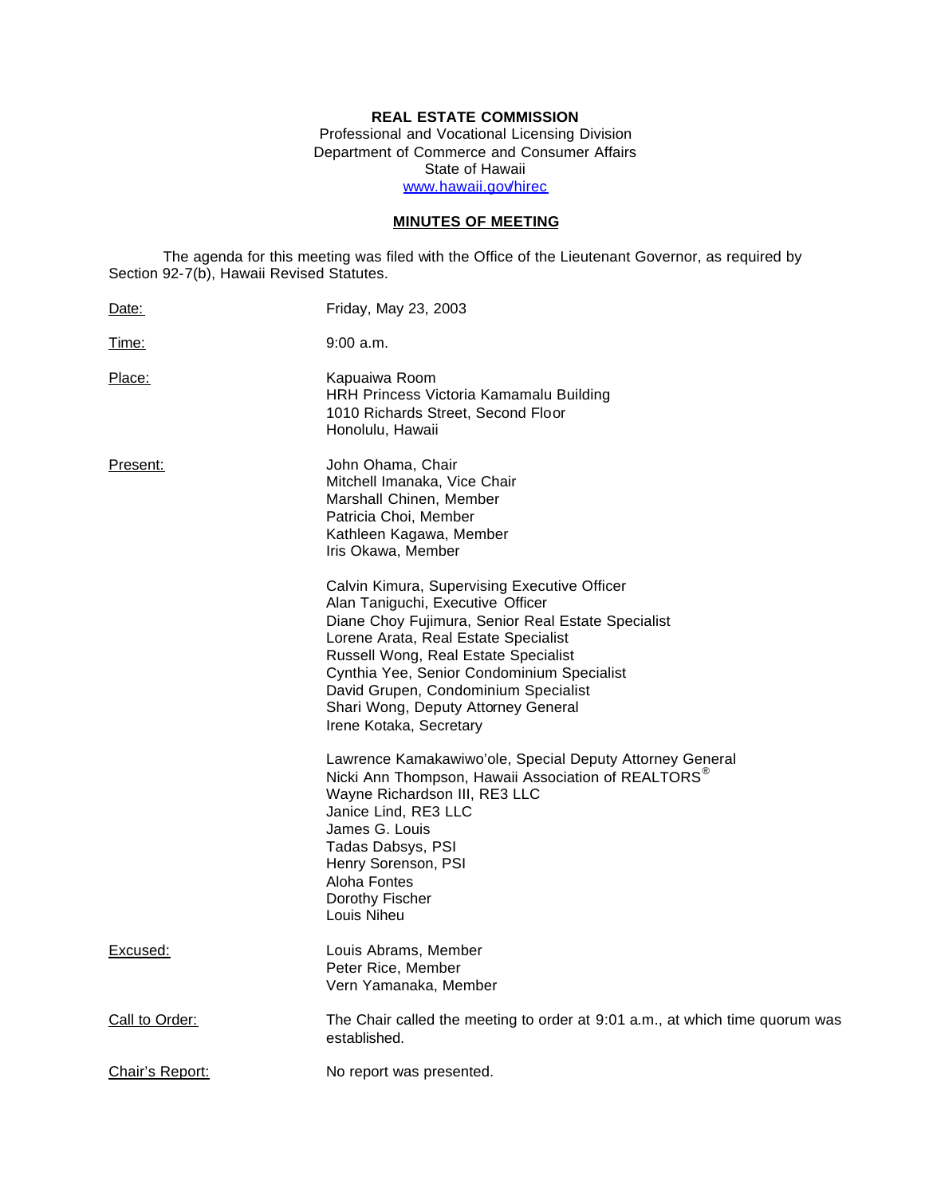**REAL ESTATE COMMISSION**
Professional and Vocational Licensing Division
Department of Commerce and Consumer Affairs
State of Hawaii
[www.hawaii.gov/hirec](http://www.hawaii.gov/hirec)

**MINUTES OF MEETING**

The agenda for this meeting was filed with the Office of the Lieutenant Governor, as required by Section 92-7(b), Hawaii Revised Statutes.

Date: Friday, May 23, 2003

Time: 9:00 a.m.

Place: Kapuaiwa Room
HRH Princess Victoria Kamamalu Building
1010 Richards Street, Second Floor
Honolulu, Hawaii

Present: John Ohama, Chair
Mitchell Imanaka, Vice Chair
Marshall Chinen, Member
Patricia Choi, Member
Kathleen Kagawa, Member
Iris Okawa, Member

Calvin Kimura, Supervising Executive Officer
Alan Taniguchi, Executive Officer
Diane Choy Fujimura, Senior Real Estate Specialist
Lorene Arata, Real Estate Specialist
Russell Wong, Real Estate Specialist
Cynthia Yee, Senior Condominium Specialist
David Grupen, Condominium Specialist
Shari Wong, Deputy Attorney General
Irene Kotaka, Secretary

Lawrence Kamakawiwo'ole, Special Deputy Attorney General
Nicki Ann Thompson, Hawaii Association of REALTORS®
Wayne Richardson III, RE3 LLC
Janice Lind, RE3 LLC
James G. Louis
Tadas Dabsys, PSI
Henry Sorenson, PSI
Aloha Fontes
Dorothy Fischer
Louis Niheu

Excused: Louis Abrams, Member
Peter Rice, Member
Vern Yamanaka, Member

Call to Order: The Chair called the meeting to order at 9:01 a.m., at which time quorum was established.

Chair's Report: No report was presented.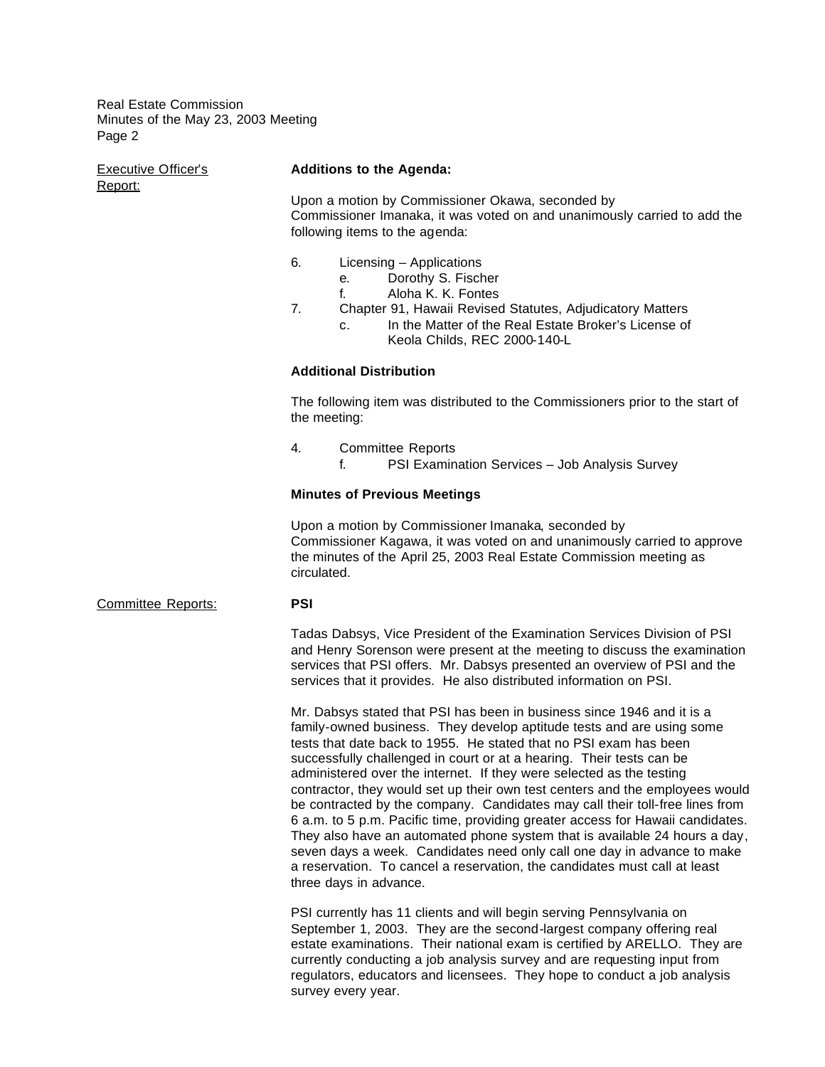**Executive Officer's Report:**

**Additions to the Agenda:**

Upon a motion by Commissioner Okawa, seconded by Commissioner Imanaka, it was voted on and unanimously carried to add the following items to the agenda:

6. Licensing – Applications
   - e. Dorothy S. Fischer
   - f. Aloha K. K. Fontes
7. Chapter 91, Hawaii Revised Statutes, Adjudicatory Matters
   - c. In the Matter of the Real Estate Broker's License of Keola Childs, REC 2000-140-L

**Additional Distribution**

The following item was distributed to the Commissioners prior to the start of the meeting:

4. Committee Reports
   - f. PSI Examination Services – Job Analysis Survey

**Minutes of Previous Meetings**

Upon a motion by Commissioner Imanaka, seconded by Commissioner Kagawa, it was voted on and unanimously carried to approve the minutes of the April 25, 2003 Real Estate Commission meeting as circulated.

**Committee Reports:**

**PSI**

Tadas Dabsys, Vice President of the Examination Services Division of PSI and Henry Sorenson were present at the meeting to discuss the examination services that PSI offers. Mr. Dabsys presented an overview of PSI and the services that it provides. He also distributed information on PSI.

Mr. Dabsys stated that PSI has been in business since 1946 and it is a family-owned business. They develop aptitude tests and are using some tests that date back to 1955. He stated that no PSI exam has been successfully challenged in court or at a hearing. Their tests can be administered over the internet. If they were selected as the testing contractor, they would set up their own test centers and the employees would be contracted by the company. Candidates may call their toll-free lines from 6 a.m. to 5 p.m. Pacific time, providing greater access for Hawaii candidates. They also have an automated phone system that is available 24 hours a day, seven days a week. Candidates need only call one day in advance to make a reservation. To cancel a reservation, the candidates must call at least three days in advance.

PSI currently has 11 clients and will begin serving Pennsylvania on September 1, 2003. They are the second-largest company offering real estate examinations. Their national exam is certified by ARELLO. They are currently conducting a job analysis survey and are requesting input from regulators, educators and licensees. They hope to conduct a job analysis survey every year.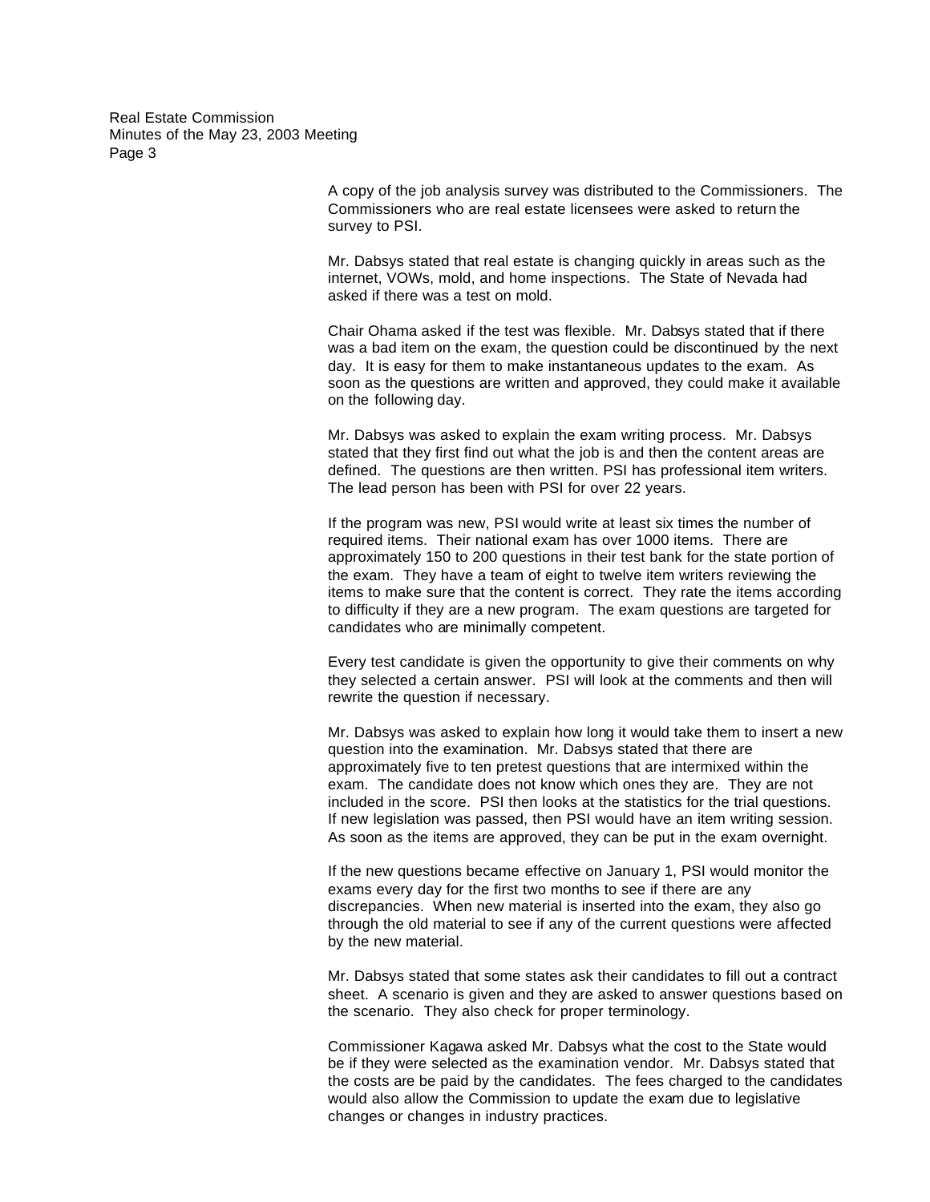A copy of the job analysis survey was distributed to the Commissioners. The Commissioners who are real estate licensees were asked to return the survey to PSI.

Mr. Dabsys stated that real estate is changing quickly in areas such as the internet, VOWs, mold, and home inspections. The State of Nevada had asked if there was a test on mold.

Chair Ohama asked if the test was flexible. Mr. Dabsys stated that if there was a bad item on the exam, the question could be discontinued by the next day. It is easy for them to make instantaneous updates to the exam. As soon as the questions are written and approved, they could make it available on the following day.

Mr. Dabsys was asked to explain the exam writing process. Mr. Dabsys stated that they first find out what the job is and then the content areas are defined. The questions are then written. PSI has professional item writers. The lead person has been with PSI for over 22 years.

If the program was new, PSI would write at least six times the number of required items. Their national exam has over 1000 items. There are approximately 150 to 200 questions in their test bank for the state portion of the exam. They have a team of eight to twelve item writers reviewing the items to make sure that the content is correct. They rate the items according to difficulty if they are a new program. The exam questions are targeted for candidates who are minimally competent.

Every test candidate is given the opportunity to give their comments on why they selected a certain answer. PSI will look at the comments and then will rewrite the question if necessary.

Mr. Dabsys was asked to explain how long it would take them to insert a new question into the examination. Mr. Dabsys stated that there are approximately five to ten pretest questions that are intermixed within the exam. The candidate does not know which ones they are. They are not included in the score. PSI then looks at the statistics for the trial questions. If new legislation was passed, then PSI would have an item writing session. As soon as the items are approved, they can be put in the exam overnight.

If the new questions became effective on January 1, PSI would monitor the exams every day for the first two months to see if there are any discrepancies. When new material is inserted into the exam, they also go through the old material to see if any of the current questions were affected by the new material.

Mr. Dabsys stated that some states ask their candidates to fill out a contract sheet. A scenario is given and they are asked to answer questions based on the scenario. They also check for proper terminology.

Commissioner Kagawa asked Mr. Dabsys what the cost to the State would be if they were selected as the examination vendor. Mr. Dabsys stated that the costs are be paid by the candidates. The fees charged to the candidates would also allow the Commission to update the exam due to legislative changes or changes in industry practices.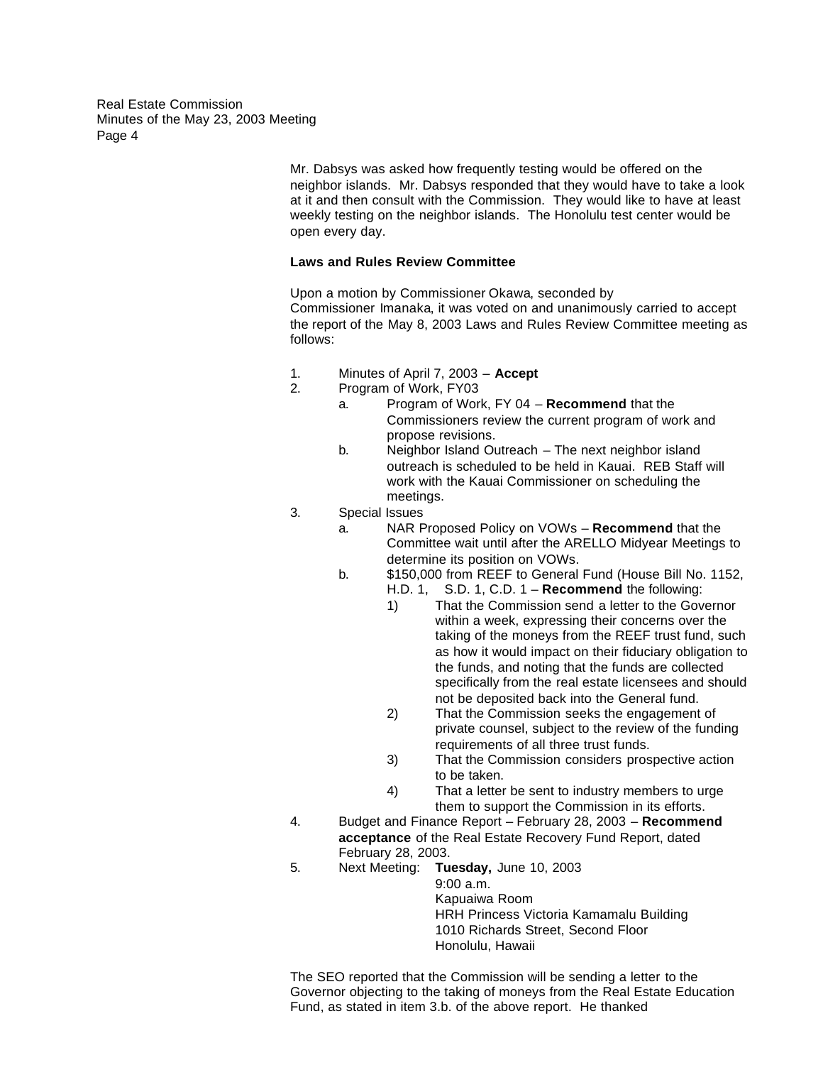Mr. Dabsys was asked how frequently testing would be offered on the neighbor islands. Mr. Dabsys responded that they would have to take a look at it and then consult with the Commission. They would like to have at least weekly testing on the neighbor islands. The Honolulu test center would be open every day.

**Laws and Rules Review Committee**

Upon a motion by Commissioner Okawa, seconded by Commissioner Imanaka, it was voted on and unanimously carried to accept the report of the May 8, 2003 Laws and Rules Review Committee meeting as follows:

1. Minutes of April 7, 2003 – **Accept**
2. Program of Work, FY03
   a. Program of Work, FY 04 – **Recommend** that the Commissioners review the current program of work and propose revisions.
   b. Neighbor Island Outreach – The next neighbor island outreach is scheduled to be held in Kauai. REB Staff will work with the Kauai Commissioner on scheduling the meetings.
3. Special Issues
   a. NAR Proposed Policy on VOWs – **Recommend** that the Committee wait until after the ARELLO Midyear Meetings to determine its position on VOWs.
   b. $150,000 from REEF to General Fund (House Bill No. 1152, H.D. 1, S.D. 1, C.D. 1 – **Recommend** the following:
      1) That the Commission send a letter to the Governor within a week, expressing their concerns over the taking of the moneys from the REEF trust fund, such as how it would impact on their fiduciary obligation to the funds, and noting that the funds are collected specifically from the real estate licensees and should not be deposited back into the General fund.
      2) That the Commission seeks the engagement of private counsel, subject to the review of the funding requirements of all three trust funds.
      3) That the Commission considers prospective action to be taken.
      4) That a letter be sent to industry members to urge them to support the Commission in its efforts.
4. Budget and Finance Report – February 28, 2003 – **Recommend acceptance** of the Real Estate Recovery Fund Report, dated February 28, 2003.
5. Next Meeting: **Tuesday,** June 10, 2003
   9:00 a.m.
   Kapuaiwa Room
   HRH Princess Victoria Kamamalu Building
   1010 Richards Street, Second Floor
   Honolulu, Hawaii

The SEO reported that the Commission will be sending a letter to the Governor objecting to the taking of moneys from the Real Estate Education Fund, as stated in item 3.b. of the above report. He thanked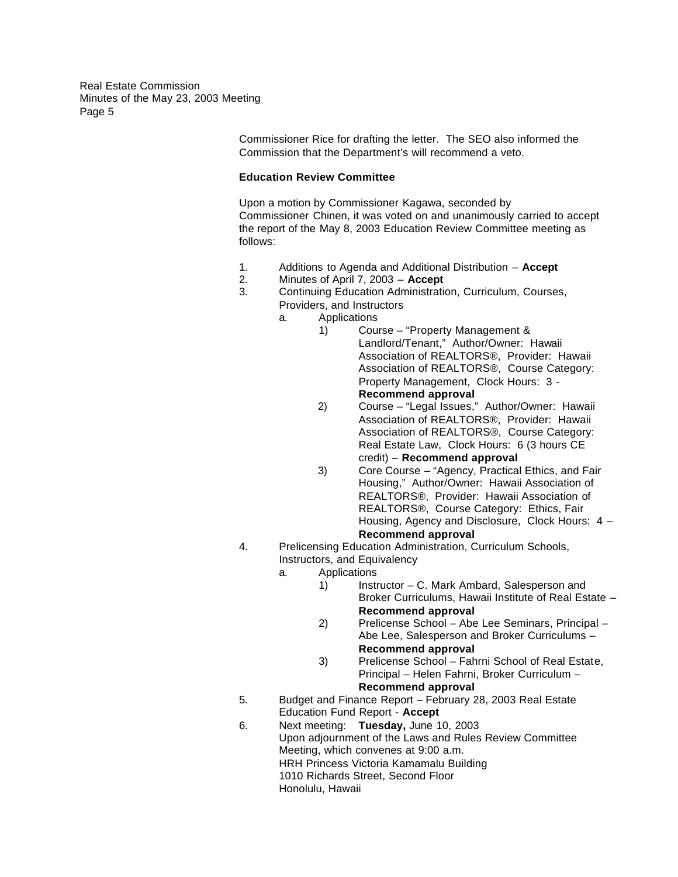Commissioner Rice for drafting the letter. The SEO also informed the Commission that the Department's will recommend a veto.

**Education Review Committee**

Upon a motion by Commissioner Kagawa, seconded by Commissioner Chinen, it was voted on and unanimously carried to accept the report of the May 8, 2003 Education Review Committee meeting as follows:

1. Additions to Agenda and Additional Distribution – **Accept**
2. Minutes of April 7, 2003 – **Accept**
3. Continuing Education Administration, Curriculum, Courses, Providers, and Instructors
   a. Applications
      1) Course – "Property Management & Landlord/Tenant," Author/Owner: Hawaii Association of REALTORS®, Provider: Hawaii Association of REALTORS®, Course Category: Property Management, Clock Hours: 3 - **Recommend approval**
      2) Course – "Legal Issues," Author/Owner: Hawaii Association of REALTORS®, Provider: Hawaii Association of REALTORS®, Course Category: Real Estate Law, Clock Hours: 6 (3 hours CE credit) – **Recommend approval**
      3) Core Course – "Agency, Practical Ethics, and Fair Housing," Author/Owner: Hawaii Association of REALTORS®, Provider: Hawaii Association of REALTORS®, Course Category: Ethics, Fair Housing, Agency and Disclosure, Clock Hours: 4 – **Recommend approval**
4. Prelicensing Education Administration, Curriculum Schools, Instructors, and Equivalency
   a. Applications
      1) Instructor – C. Mark Ambard, Salesperson and Broker Curriculums, Hawaii Institute of Real Estate – **Recommend approval**
      2) Prelicense School – Abe Lee Seminars, Principal – Abe Lee, Salesperson and Broker Curriculums – **Recommend approval**
      3) Prelicense School – Fahrni School of Real Estate, Principal – Helen Fahrni, Broker Curriculum – **Recommend approval**
5. Budget and Finance Report – February 28, 2003 Real Estate Education Fund Report - **Accept**
6. Next meeting: **Tuesday,** June 10, 2003
   Upon adjournment of the Laws and Rules Review Committee Meeting, which convenes at 9:00 a.m.
   HRH Princess Victoria Kamamalu Building
   1010 Richards Street, Second Floor
   Honolulu, Hawaii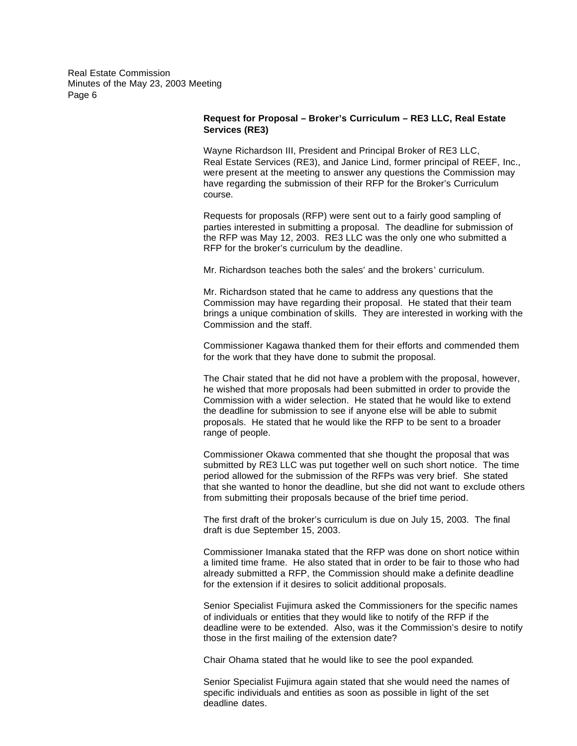**Request for Proposal – Broker's Curriculum – RE3 LLC, Real Estate Services (RE3)**

Wayne Richardson III, President and Principal Broker of RE3 LLC, Real Estate Services (RE3), and Janice Lind, former principal of REEF, Inc., were present at the meeting to answer any questions the Commission may have regarding the submission of their RFP for the Broker's Curriculum course.

Requests for proposals (RFP) were sent out to a fairly good sampling of parties interested in submitting a proposal. The deadline for submission of the RFP was May 12, 2003. RE3 LLC was the only one who submitted a RFP for the broker's curriculum by the deadline.

Mr. Richardson teaches both the sales' and the brokers' curriculum.

Mr. Richardson stated that he came to address any questions that the Commission may have regarding their proposal. He stated that their team brings a unique combination of skills. They are interested in working with the Commission and the staff.

Commissioner Kagawa thanked them for their efforts and commended them for the work that they have done to submit the proposal.

The Chair stated that he did not have a problem with the proposal, however, he wished that more proposals had been submitted in order to provide the Commission with a wider selection. He stated that he would like to extend the deadline for submission to see if anyone else will be able to submit proposals. He stated that he would like the RFP to be sent to a broader range of people.

Commissioner Okawa commented that she thought the proposal that was submitted by RE3 LLC was put together well on such short notice. The time period allowed for the submission of the RFPs was very brief. She stated that she wanted to honor the deadline, but she did not want to exclude others from submitting their proposals because of the brief time period.

The first draft of the broker's curriculum is due on July 15, 2003. The final draft is due September 15, 2003.

Commissioner Imanaka stated that the RFP was done on short notice within a limited time frame. He also stated that in order to be fair to those who had already submitted a RFP, the Commission should make a definite deadline for the extension if it desires to solicit additional proposals.

Senior Specialist Fujimura asked the Commissioners for the specific names of individuals or entities that they would like to notify of the RFP if the deadline were to be extended. Also, was it the Commission's desire to notify those in the first mailing of the extension date?

Chair Ohama stated that he would like to see the pool expanded.

Senior Specialist Fujimura again stated that she would need the names of specific individuals and entities as soon as possible in light of the set deadline dates.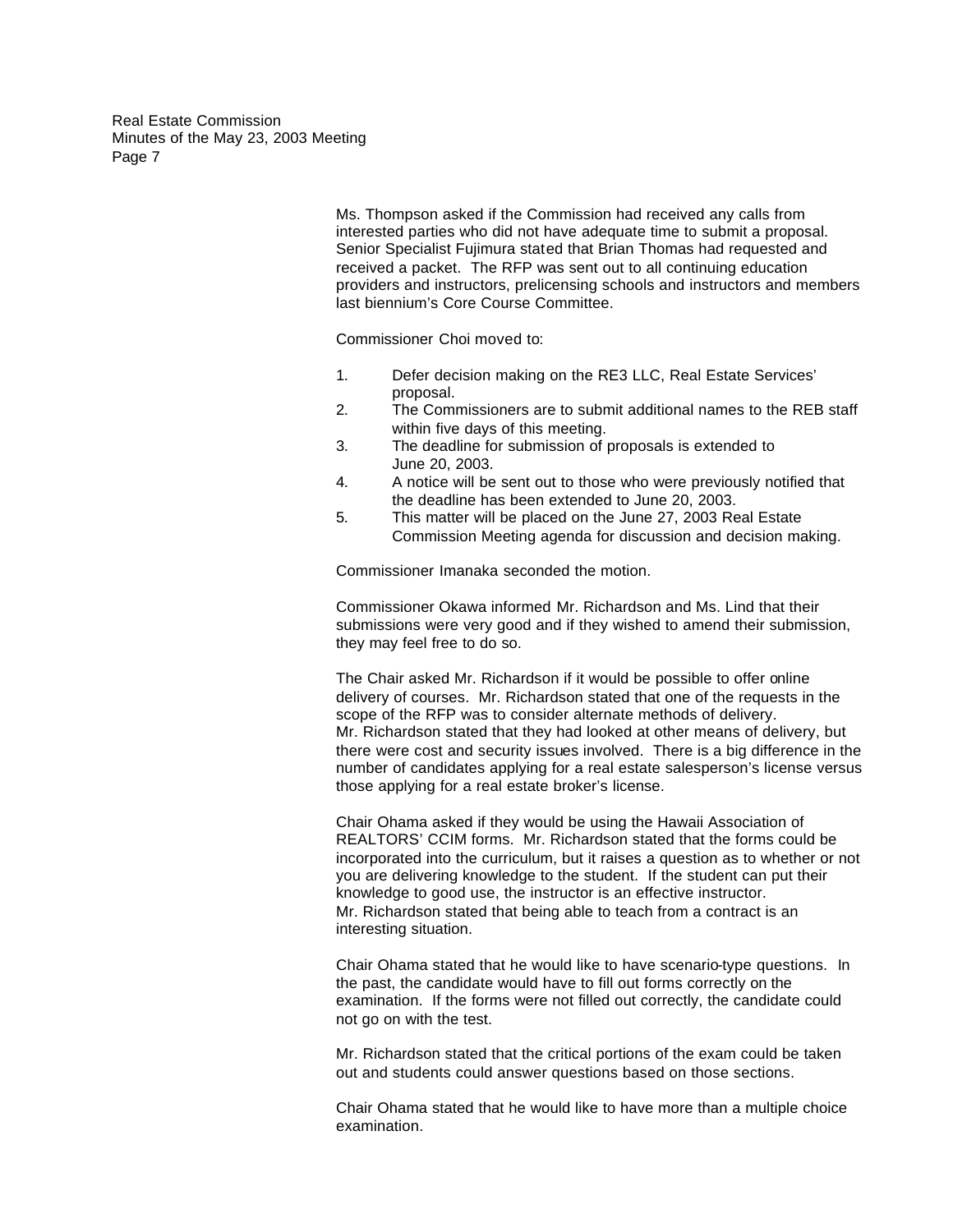Ms. Thompson asked if the Commission had received any calls from interested parties who did not have adequate time to submit a proposal. Senior Specialist Fujimura stated that Brian Thomas had requested and received a packet. The RFP was sent out to all continuing education providers and instructors, prelicensing schools and instructors and members last biennium's Core Course Committee.

Commissioner Choi moved to:

1. Defer decision making on the RE3 LLC, Real Estate Services' proposal.
2. The Commissioners are to submit additional names to the REB staff within five days of this meeting.
3. The deadline for submission of proposals is extended to June 20, 2003.
4. A notice will be sent out to those who were previously notified that the deadline has been extended to June 20, 2003.
5. This matter will be placed on the June 27, 2003 Real Estate Commission Meeting agenda for discussion and decision making.

Commissioner Imanaka seconded the motion.

Commissioner Okawa informed Mr. Richardson and Ms. Lind that their submissions were very good and if they wished to amend their submission, they may feel free to do so.

The Chair asked Mr. Richardson if it would be possible to offer online delivery of courses. Mr. Richardson stated that one of the requests in the scope of the RFP was to consider alternate methods of delivery. Mr. Richardson stated that they had looked at other means of delivery, but there were cost and security issues involved. There is a big difference in the number of candidates applying for a real estate salesperson's license versus those applying for a real estate broker's license.

Chair Ohama asked if they would be using the Hawaii Association of REALTORS' CCIM forms. Mr. Richardson stated that the forms could be incorporated into the curriculum, but it raises a question as to whether or not you are delivering knowledge to the student. If the student can put their knowledge to good use, the instructor is an effective instructor. Mr. Richardson stated that being able to teach from a contract is an interesting situation.

Chair Ohama stated that he would like to have scenario-type questions. In the past, the candidate would have to fill out forms correctly on the examination. If the forms were not filled out correctly, the candidate could not go on with the test.

Mr. Richardson stated that the critical portions of the exam could be taken out and students could answer questions based on those sections.

Chair Ohama stated that he would like to have more than a multiple choice examination.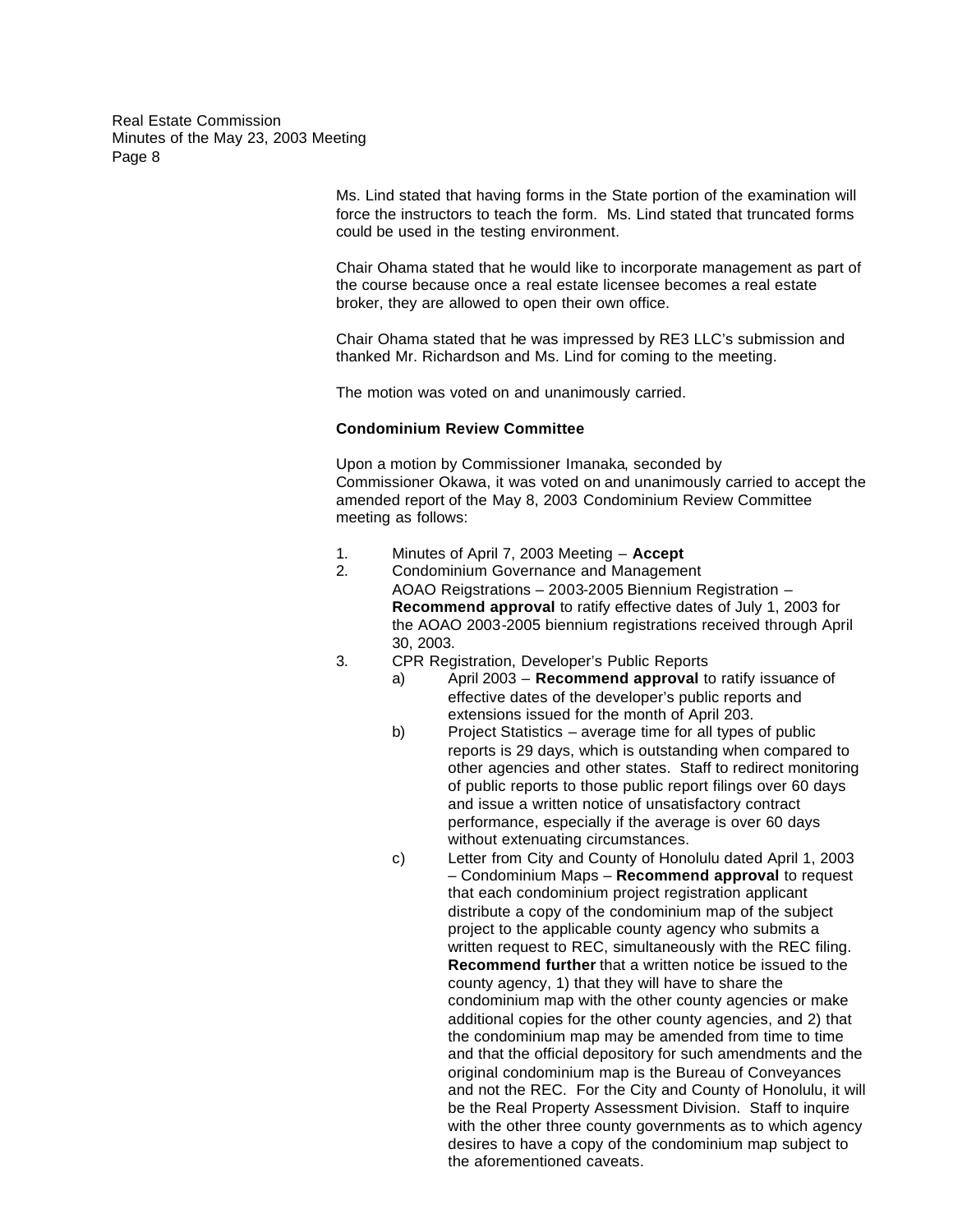Ms. Lind stated that having forms in the State portion of the examination will force the instructors to teach the form. Ms. Lind stated that truncated forms could be used in the testing environment.

Chair Ohama stated that he would like to incorporate management as part of the course because once a real estate licensee becomes a real estate broker, they are allowed to open their own office.

Chair Ohama stated that he was impressed by RE3 LLC's submission and thanked Mr. Richardson and Ms. Lind for coming to the meeting.

The motion was voted on and unanimously carried.

**Condominium Review Committee**

Upon a motion by Commissioner Imanaka, seconded by Commissioner Okawa, it was voted on and unanimously carried to accept the amended report of the May 8, 2003 Condominium Review Committee meeting as follows:

1. Minutes of April 7, 2003 Meeting – **Accept**
2. Condominium Governance and Management
   AOAO Reigstrations – 2003-2005 Biennium Registration – **Recommend approval** to ratify effective dates of July 1, 2003 for the AOAO 2003-2005 biennium registrations received through April 30, 2003.
3. CPR Registration, Developer's Public Reports
   a) April 2003 – **Recommend approval** to ratify issuance of effective dates of the developer's public reports and extensions issued for the month of April 203.
   b) Project Statistics – average time for all types of public reports is 29 days, which is outstanding when compared to other agencies and other states. Staff to redirect monitoring of public reports to those public report filings over 60 days and issue a written notice of unsatisfactory contract performance, especially if the average is over 60 days without extenuating circumstances.
   c) Letter from City and County of Honolulu dated April 1, 2003 – Condominium Maps – **Recommend approval** to request that each condominium project registration applicant distribute a copy of the condominium map of the subject project to the applicable county agency who submits a written request to REC, simultaneously with the REC filing. **Recommend further** that a written notice be issued to the county agency, 1) that they will have to share the condominium map with the other county agencies or make additional copies for the other county agencies, and 2) that the condominium map may be amended from time to time and that the official depository for such amendments and the original condominium map is the Bureau of Conveyances and not the REC. For the City and County of Honolulu, it will be the Real Property Assessment Division. Staff to inquire with the other three county governments as to which agency desires to have a copy of the condominium map subject to the aforementioned caveats.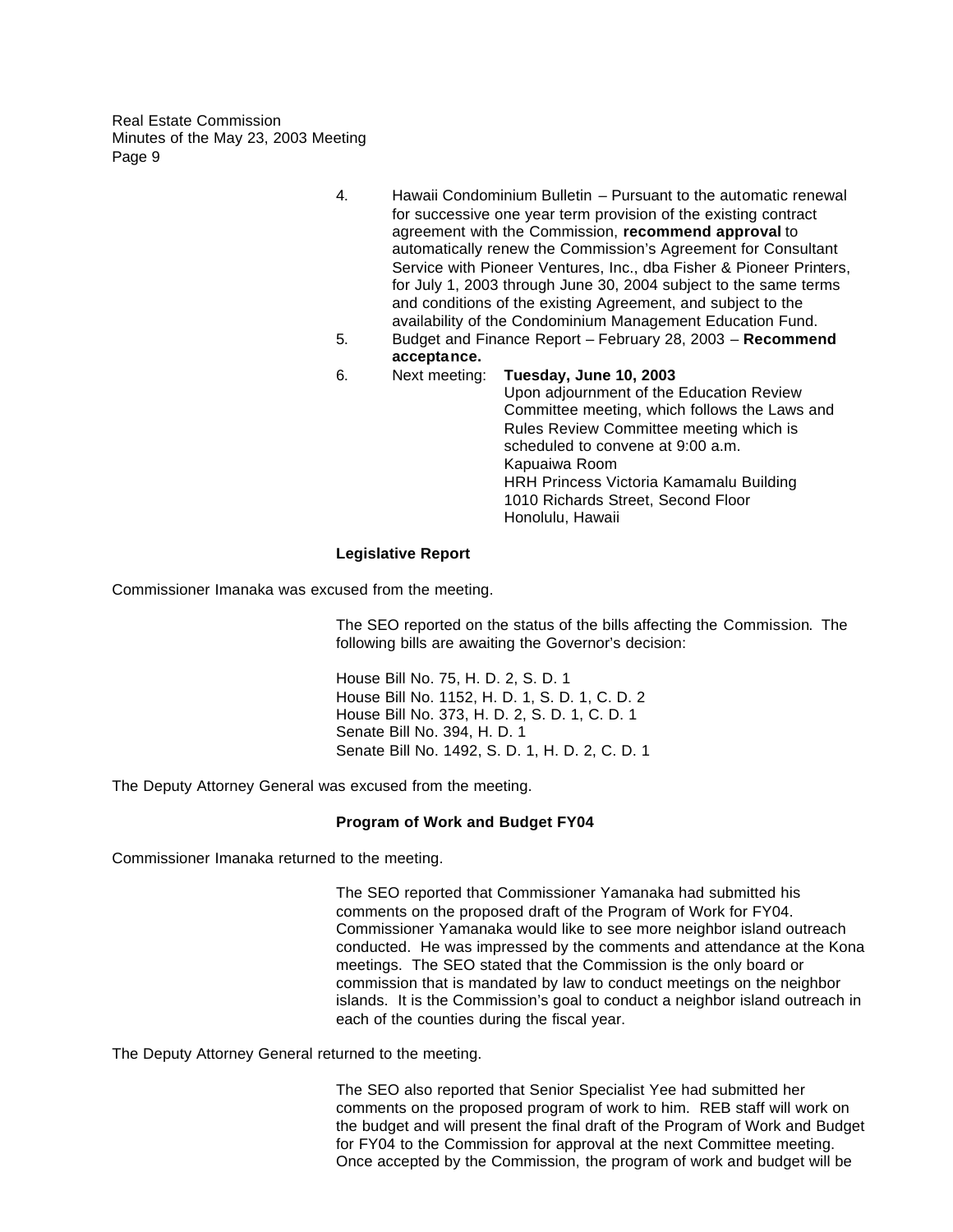4. Hawaii Condominium Bulletin – Pursuant to the automatic renewal for successive one year term provision of the existing contract agreement with the Commission, **recommend approval** to automatically renew the Commission's Agreement for Consultant Service with Pioneer Ventures, Inc., dba Fisher & Pioneer Printers, for July 1, 2003 through June 30, 2004 subject to the same terms and conditions of the existing Agreement, and subject to the availability of the Condominium Management Education Fund.
5. Budget and Finance Report – February 28, 2003 – **Recommend acceptance.**
6. Next meeting: **Tuesday, June 10, 2003**
   Upon adjournment of the Education Review Committee meeting, which follows the Laws and Rules Review Committee meeting which is scheduled to convene at 9:00 a.m.
   Kapuaiwa Room
   HRH Princess Victoria Kamamalu Building
   1010 Richards Street, Second Floor
   Honolulu, Hawaii

**Legislative Report**

Commissioner Imanaka was excused from the meeting.

The SEO reported on the status of the bills affecting the Commission. The following bills are awaiting the Governor's decision:

House Bill No. 75, H. D. 2, S. D. 1
House Bill No. 1152, H. D. 1, S. D. 1, C. D. 2
House Bill No. 373, H. D. 2, S. D. 1, C. D. 1
Senate Bill No. 394, H. D. 1
Senate Bill No. 1492, S. D. 1, H. D. 2, C. D. 1

The Deputy Attorney General was excused from the meeting.

**Program of Work and Budget FY04**

Commissioner Imanaka returned to the meeting.

The SEO reported that Commissioner Yamanaka had submitted his comments on the proposed draft of the Program of Work for FY04. Commissioner Yamanaka would like to see more neighbor island outreach conducted. He was impressed by the comments and attendance at the Kona meetings. The SEO stated that the Commission is the only board or commission that is mandated by law to conduct meetings on the neighbor islands. It is the Commission's goal to conduct a neighbor island outreach in each of the counties during the fiscal year.

The Deputy Attorney General returned to the meeting.

The SEO also reported that Senior Specialist Yee had submitted her comments on the proposed program of work to him. REB staff will work on the budget and will present the final draft of the Program of Work and Budget for FY04 to the Commission for approval at the next Committee meeting. Once accepted by the Commission, the program of work and budget will be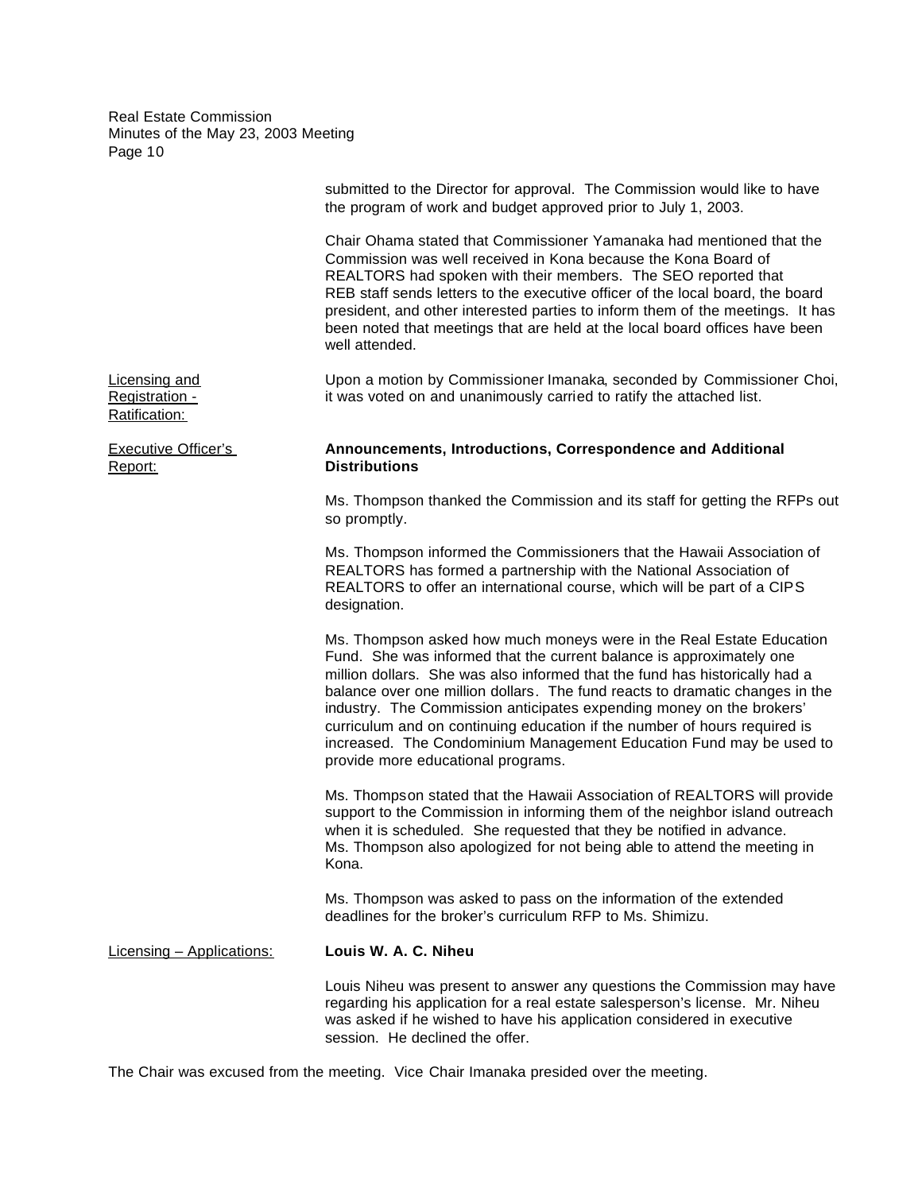submitted to the Director for approval. The Commission would like to have the program of work and budget approved prior to July 1, 2003.

Chair Ohama stated that Commissioner Yamanaka had mentioned that the Commission was well received in Kona because the Kona Board of REALTORS had spoken with their members. The SEO reported that REB staff sends letters to the executive officer of the local board, the board president, and other interested parties to inform them of the meetings. It has been noted that meetings that are held at the local board offices have been well attended.

<u>Licensing and Registration - Ratification:</u>

Upon a motion by Commissioner Imanaka, seconded by Commissioner Choi, it was voted on and unanimously carried to ratify the attached list.

<u>Executive Officer's Report:</u>

**Announcements, Introductions, Correspondence and Additional Distributions**

Ms. Thompson thanked the Commission and its staff for getting the RFPs out so promptly.

Ms. Thompson informed the Commissioners that the Hawaii Association of REALTORS has formed a partnership with the National Association of REALTORS to offer an international course, which will be part of a CIPS designation.

Ms. Thompson asked how much moneys were in the Real Estate Education Fund. She was informed that the current balance is approximately one million dollars. She was also informed that the fund has historically had a balance over one million dollars. The fund reacts to dramatic changes in the industry. The Commission anticipates expending money on the brokers' curriculum and on continuing education if the number of hours required is increased. The Condominium Management Education Fund may be used to provide more educational programs.

Ms. Thompson stated that the Hawaii Association of REALTORS will provide support to the Commission in informing them of the neighbor island outreach when it is scheduled. She requested that they be notified in advance. Ms. Thompson also apologized for not being able to attend the meeting in Kona.

Ms. Thompson was asked to pass on the information of the extended deadlines for the broker's curriculum RFP to Ms. Shimizu.

<u>Licensing – Applications:</u>

**Louis W. A. C. Niheu**

Louis Niheu was present to answer any questions the Commission may have regarding his application for a real estate salesperson's license. Mr. Niheu was asked if he wished to have his application considered in executive session. He declined the offer.

The Chair was excused from the meeting. Vice Chair Imanaka presided over the meeting.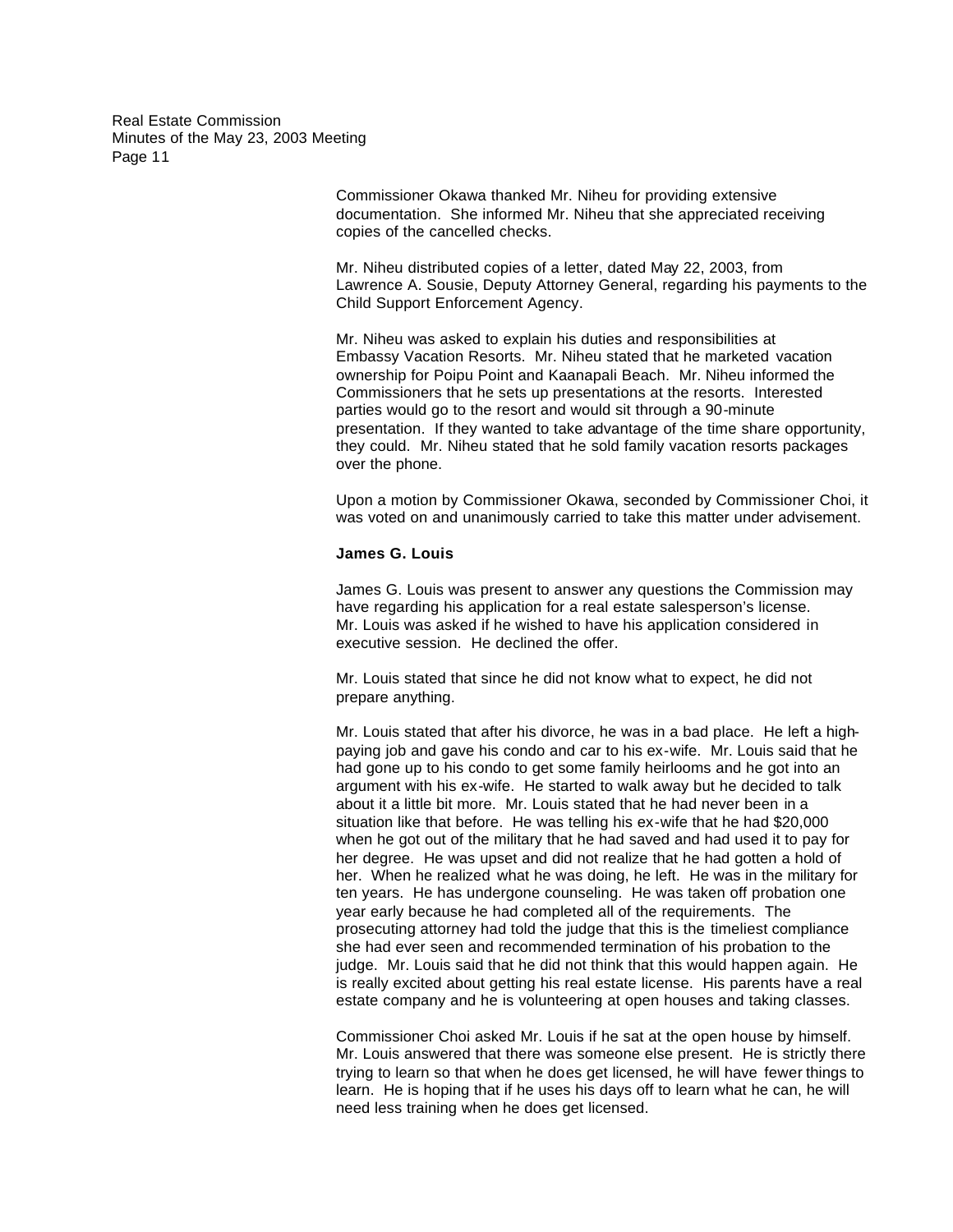Commissioner Okawa thanked Mr. Niheu for providing extensive documentation. She informed Mr. Niheu that she appreciated receiving copies of the cancelled checks.

Mr. Niheu distributed copies of a letter, dated May 22, 2003, from Lawrence A. Sousie, Deputy Attorney General, regarding his payments to the Child Support Enforcement Agency.

Mr. Niheu was asked to explain his duties and responsibilities at Embassy Vacation Resorts. Mr. Niheu stated that he marketed vacation ownership for Poipu Point and Kaanapali Beach. Mr. Niheu informed the Commissioners that he sets up presentations at the resorts. Interested parties would go to the resort and would sit through a 90-minute presentation. If they wanted to take advantage of the time share opportunity, they could. Mr. Niheu stated that he sold family vacation resorts packages over the phone.

Upon a motion by Commissioner Okawa, seconded by Commissioner Choi, it was voted on and unanimously carried to take this matter under advisement.

**James G. Louis**

James G. Louis was present to answer any questions the Commission may have regarding his application for a real estate salesperson's license. Mr. Louis was asked if he wished to have his application considered in executive session. He declined the offer.

Mr. Louis stated that since he did not know what to expect, he did not prepare anything.

Mr. Louis stated that after his divorce, he was in a bad place. He left a high-paying job and gave his condo and car to his ex-wife. Mr. Louis said that he had gone up to his condo to get some family heirlooms and he got into an argument with his ex-wife. He started to walk away but he decided to talk about it a little bit more. Mr. Louis stated that he had never been in a situation like that before. He was telling his ex-wife that he had $20,000 when he got out of the military that he had saved and had used it to pay for her degree. He was upset and did not realize that he had gotten a hold of her. When he realized what he was doing, he left. He was in the military for ten years. He has undergone counseling. He was taken off probation one year early because he had completed all of the requirements. The prosecuting attorney had told the judge that this is the timeliest compliance she had ever seen and recommended termination of his probation to the judge. Mr. Louis said that he did not think that this would happen again. He is really excited about getting his real estate license. His parents have a real estate company and he is volunteering at open houses and taking classes.

Commissioner Choi asked Mr. Louis if he sat at the open house by himself. Mr. Louis answered that there was someone else present. He is strictly there trying to learn so that when he does get licensed, he will have fewer things to learn. He is hoping that if he uses his days off to learn what he can, he will need less training when he does get licensed.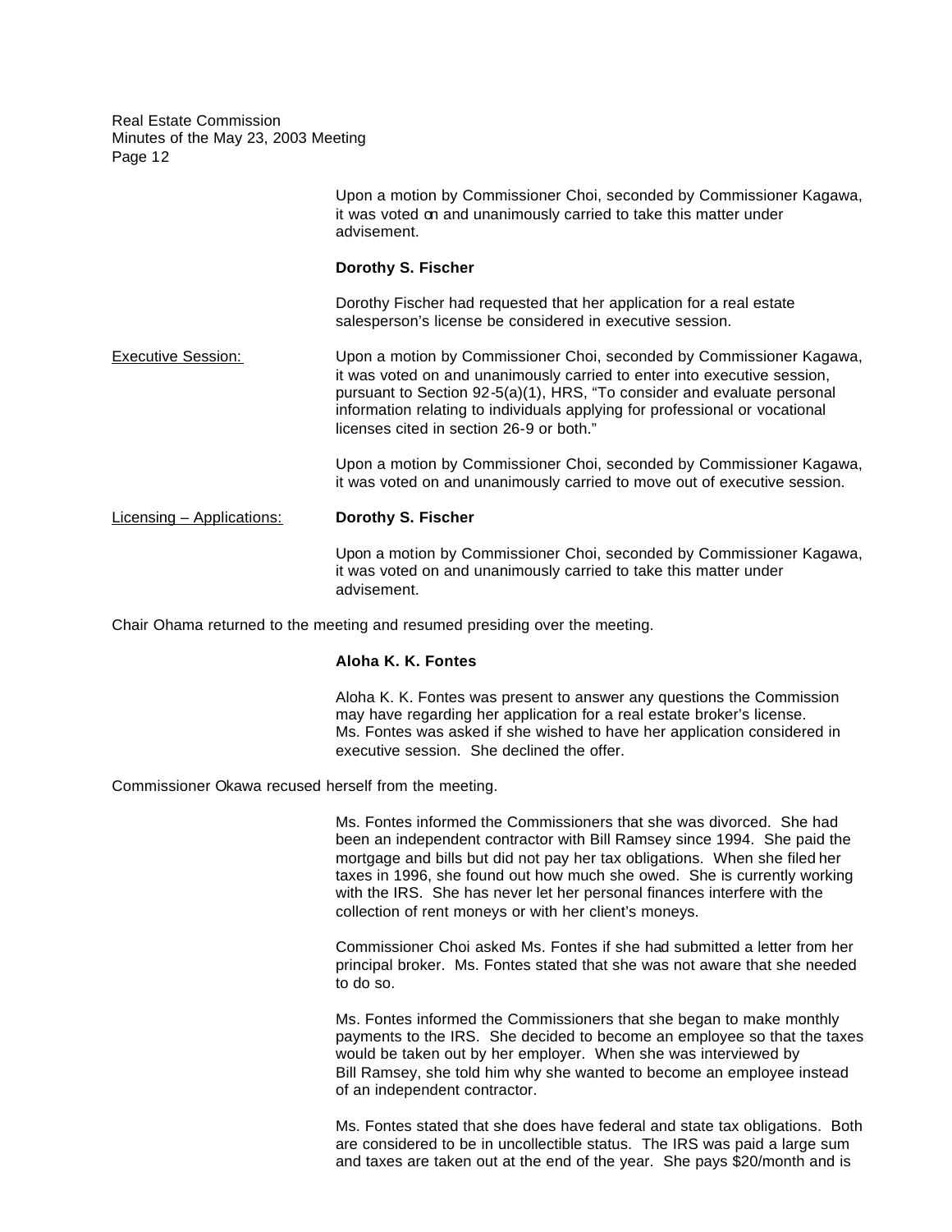Upon a motion by Commissioner Choi, seconded by Commissioner Kagawa, it was voted on and unanimously carried to take this matter under advisement.

**Dorothy S. Fischer**

Dorothy Fischer had requested that her application for a real estate salesperson's license be considered in executive session.

Executive Session: Upon a motion by Commissioner Choi, seconded by Commissioner Kagawa, it was voted on and unanimously carried to enter into executive session, pursuant to Section 92-5(a)(1), HRS, "To consider and evaluate personal information relating to individuals applying for professional or vocational licenses cited in section 26-9 or both."

Upon a motion by Commissioner Choi, seconded by Commissioner Kagawa, it was voted on and unanimously carried to move out of executive session.

Licensing – Applications: **Dorothy S. Fischer**

Upon a motion by Commissioner Choi, seconded by Commissioner Kagawa, it was voted on and unanimously carried to take this matter under advisement.

Chair Ohama returned to the meeting and resumed presiding over the meeting.

**Aloha K. K. Fontes**

Aloha K. K. Fontes was present to answer any questions the Commission may have regarding her application for a real estate broker's license. Ms. Fontes was asked if she wished to have her application considered in executive session. She declined the offer.

Commissioner Okawa recused herself from the meeting.

Ms. Fontes informed the Commissioners that she was divorced. She had been an independent contractor with Bill Ramsey since 1994. She paid the mortgage and bills but did not pay her tax obligations. When she filed her taxes in 1996, she found out how much she owed. She is currently working with the IRS. She has never let her personal finances interfere with the collection of rent moneys or with her client's moneys.

Commissioner Choi asked Ms. Fontes if she had submitted a letter from her principal broker. Ms. Fontes stated that she was not aware that she needed to do so.

Ms. Fontes informed the Commissioners that she began to make monthly payments to the IRS. She decided to become an employee so that the taxes would be taken out by her employer. When she was interviewed by Bill Ramsey, she told him why she wanted to become an employee instead of an independent contractor.

Ms. Fontes stated that she does have federal and state tax obligations. Both are considered to be in uncollectible status. The IRS was paid a large sum and taxes are taken out at the end of the year. She pays $20/month and is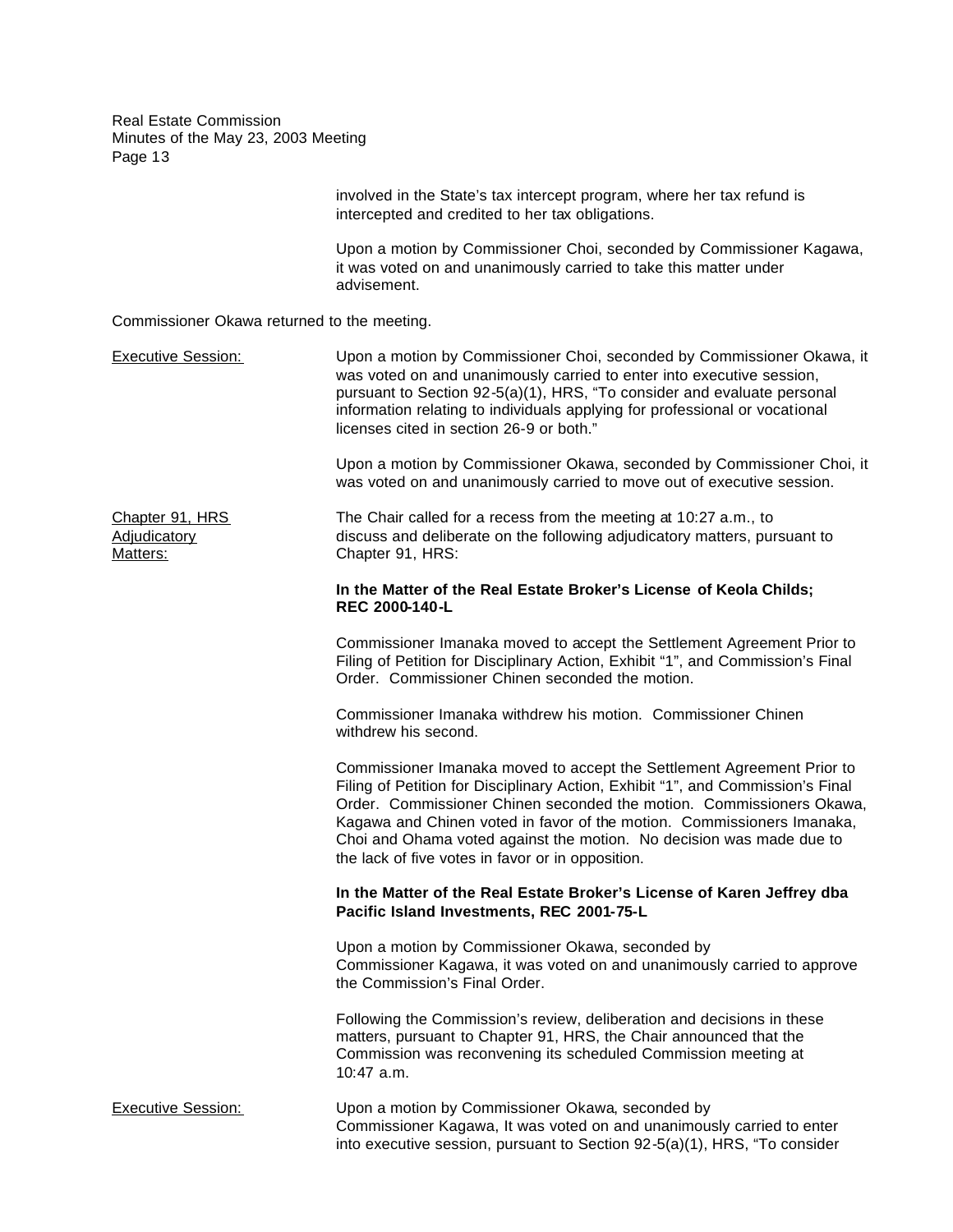involved in the State's tax intercept program, where her tax refund is intercepted and credited to her tax obligations.

Upon a motion by Commissioner Choi, seconded by Commissioner Kagawa, it was voted on and unanimously carried to take this matter under advisement.

Commissioner Okawa returned to the meeting.

Executive Session: Upon a motion by Commissioner Choi, seconded by Commissioner Okawa, it was voted on and unanimously carried to enter into executive session, pursuant to Section 92-5(a)(1), HRS, "To consider and evaluate personal information relating to individuals applying for professional or vocational licenses cited in section 26-9 or both."

Upon a motion by Commissioner Okawa, seconded by Commissioner Choi, it was voted on and unanimously carried to move out of executive session.

Chapter 91, HRS Adjudicatory Matters: The Chair called for a recess from the meeting at 10:27 a.m., to discuss and deliberate on the following adjudicatory matters, pursuant to Chapter 91, HRS:

**In the Matter of the Real Estate Broker's License of Keola Childs; REC 2000-140-L**

Commissioner Imanaka moved to accept the Settlement Agreement Prior to Filing of Petition for Disciplinary Action, Exhibit "1", and Commission's Final Order. Commissioner Chinen seconded the motion.

Commissioner Imanaka withdrew his motion. Commissioner Chinen withdrew his second.

Commissioner Imanaka moved to accept the Settlement Agreement Prior to Filing of Petition for Disciplinary Action, Exhibit "1", and Commission's Final Order. Commissioner Chinen seconded the motion. Commissioners Okawa, Kagawa and Chinen voted in favor of the motion. Commissioners Imanaka, Choi and Ohama voted against the motion. No decision was made due to the lack of five votes in favor or in opposition.

**In the Matter of the Real Estate Broker's License of Karen Jeffrey dba Pacific Island Investments, REC 2001-75-L**

Upon a motion by Commissioner Okawa, seconded by Commissioner Kagawa, it was voted on and unanimously carried to approve the Commission's Final Order.

Following the Commission's review, deliberation and decisions in these matters, pursuant to Chapter 91, HRS, the Chair announced that the Commission was reconvening its scheduled Commission meeting at 10:47 a.m.

Executive Session: Upon a motion by Commissioner Okawa, seconded by Commissioner Kagawa, It was voted on and unanimously carried to enter into executive session, pursuant to Section 92-5(a)(1), HRS, "To consider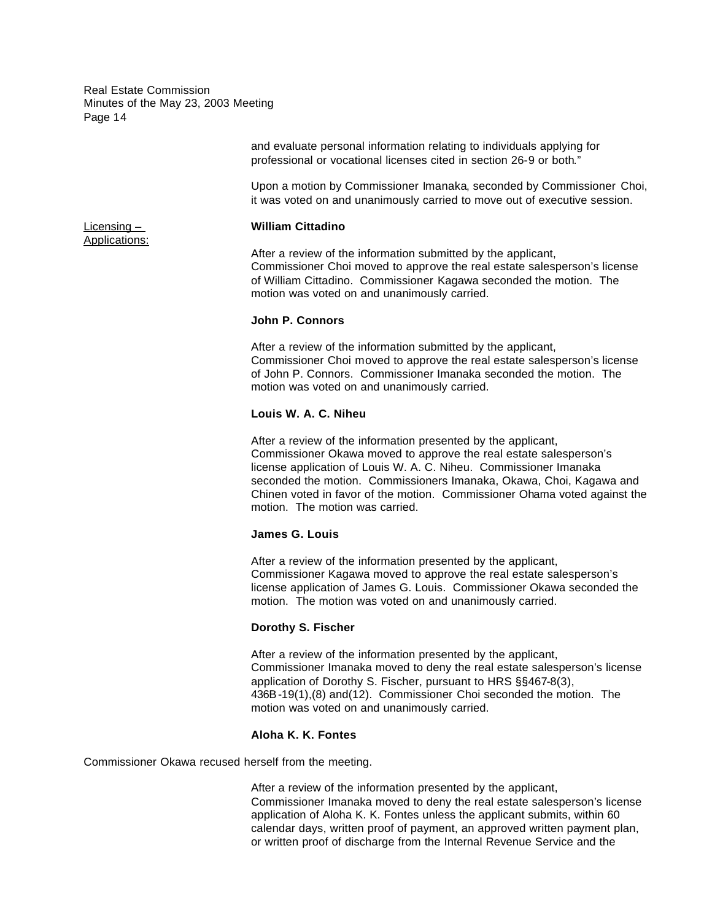and evaluate personal information relating to individuals applying for professional or vocational licenses cited in section 26-9 or both."

Upon a motion by Commissioner Imanaka, seconded by Commissioner Choi, it was voted on and unanimously carried to move out of executive session.

Licensing – Applications:

**William Cittadino**

After a review of the information submitted by the applicant, Commissioner Choi moved to approve the real estate salesperson's license of William Cittadino. Commissioner Kagawa seconded the motion. The motion was voted on and unanimously carried.

**John P. Connors**

After a review of the information submitted by the applicant, Commissioner Choi moved to approve the real estate salesperson's license of John P. Connors. Commissioner Imanaka seconded the motion. The motion was voted on and unanimously carried.

**Louis W. A. C. Niheu**

After a review of the information presented by the applicant, Commissioner Okawa moved to approve the real estate salesperson's license application of Louis W. A. C. Niheu. Commissioner Imanaka seconded the motion. Commissioners Imanaka, Okawa, Choi, Kagawa and Chinen voted in favor of the motion. Commissioner Ohama voted against the motion. The motion was carried.

**James G. Louis**

After a review of the information presented by the applicant, Commissioner Kagawa moved to approve the real estate salesperson's license application of James G. Louis. Commissioner Okawa seconded the motion. The motion was voted on and unanimously carried.

**Dorothy S. Fischer**

After a review of the information presented by the applicant, Commissioner Imanaka moved to deny the real estate salesperson's license application of Dorothy S. Fischer, pursuant to HRS §§467-8(3), 436B-19(1),(8) and(12). Commissioner Choi seconded the motion. The motion was voted on and unanimously carried.

**Aloha K. K. Fontes**

Commissioner Okawa recused herself from the meeting.

After a review of the information presented by the applicant, Commissioner Imanaka moved to deny the real estate salesperson's license application of Aloha K. K. Fontes unless the applicant submits, within 60 calendar days, written proof of payment, an approved written payment plan, or written proof of discharge from the Internal Revenue Service and the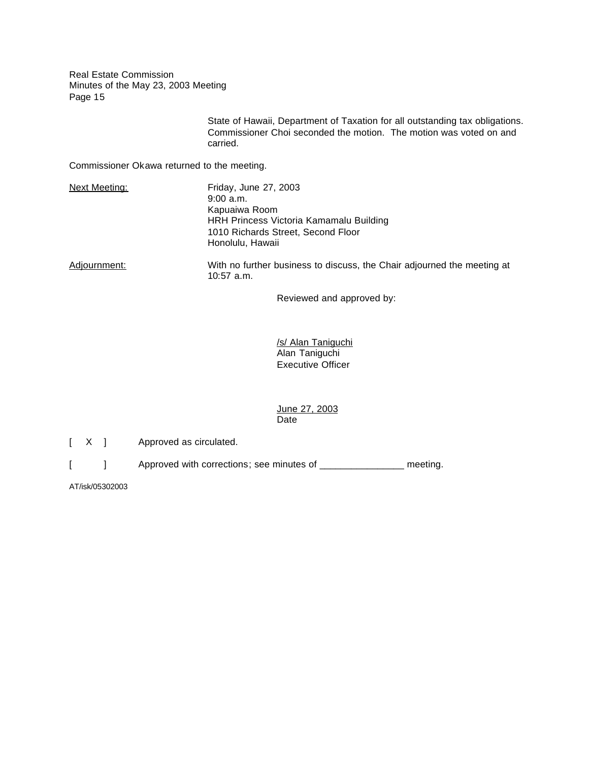State of Hawaii, Department of Taxation for all outstanding tax obligations. Commissioner Choi seconded the motion. The motion was voted on and carried.

Commissioner Okawa returned to the meeting.

Next Meeting: Friday, June 27, 2003
9:00 a.m.
Kapuaiwa Room
HRH Princess Victoria Kamamalu Building
1010 Richards Street, Second Floor
Honolulu, Hawaii

Adjournment: With no further business to discuss, the Chair adjourned the meeting at 10:57 a.m.

Reviewed and approved by:

/s/ Alan Taniguchi
Alan Taniguchi
Executive Officer

June 27, 2003
Date

[ X ] Approved as circulated.

[ ] Approved with corrections; see minutes of _______________ meeting.

AT/isk/05302003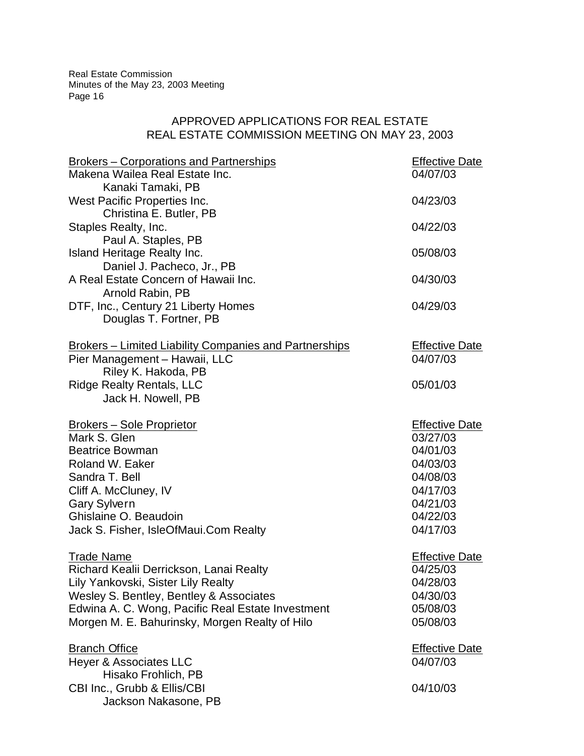## APPROVED APPLICATIONS FOR REAL ESTATE
## REAL ESTATE COMMISSION MEETING ON MAY 23, 2003

| Brokers – Corporations and Partnerships | Effective Date |
|---|---|
| Makena Wailea Real Estate Inc. | 04/07/03 |
| Kanaki Tamaki, PB | |
| West Pacific Properties Inc. | 04/23/03 |
| Christina E. Butler, PB | |
| Staples Realty, Inc. | 04/22/03 |
| Paul A. Staples, PB | |
| Island Heritage Realty Inc. | 05/08/03 |
| Daniel J. Pacheco, Jr., PB | |
| A Real Estate Concern of Hawaii Inc. | 04/30/03 |
| Arnold Rabin, PB | |
| DTF, Inc., Century 21 Liberty Homes | 04/29/03 |
| Douglas T. Fortner, PB | |

| Brokers – Limited Liability Companies and Partnerships | Effective Date |
|---|---|
| Pier Management – Hawaii, LLC | 04/07/03 |
| Riley K. Hakoda, PB | |
| Ridge Realty Rentals, LLC | 05/01/03 |
| Jack H. Nowell, PB | |

| Brokers – Sole Proprietor | Effective Date |
|---|---|
| Mark S. Glen | 03/27/03 |
| Beatrice Bowman | 04/01/03 |
| Roland W. Eaker | 04/03/03 |
| Sandra T. Bell | 04/08/03 |
| Cliff A. McCluney, IV | 04/17/03 |
| Gary Sylvern | 04/21/03 |
| Ghislaine O. Beaudoin | 04/22/03 |
| Jack S. Fisher, IsleOfMaui.Com Realty | 04/17/03 |

| Trade Name | Effective Date |
|---|---|
| Richard Kealii Derrickson, Lanai Realty | 04/25/03 |
| Lily Yankovski, Sister Lily Realty | 04/28/03 |
| Wesley S. Bentley, Bentley & Associates | 04/30/03 |
| Edwina A. C. Wong, Pacific Real Estate Investment | 05/08/03 |
| Morgen M. E. Bahurinsky, Morgen Realty of Hilo | 05/08/03 |

| Branch Office | Effective Date |
|---|---|
| Heyer & Associates LLC | 04/07/03 |
| Hisako Frohlich, PB | |
| CBI Inc., Grubb & Ellis/CBI | 04/10/03 |
| Jackson Nakasone, PB | |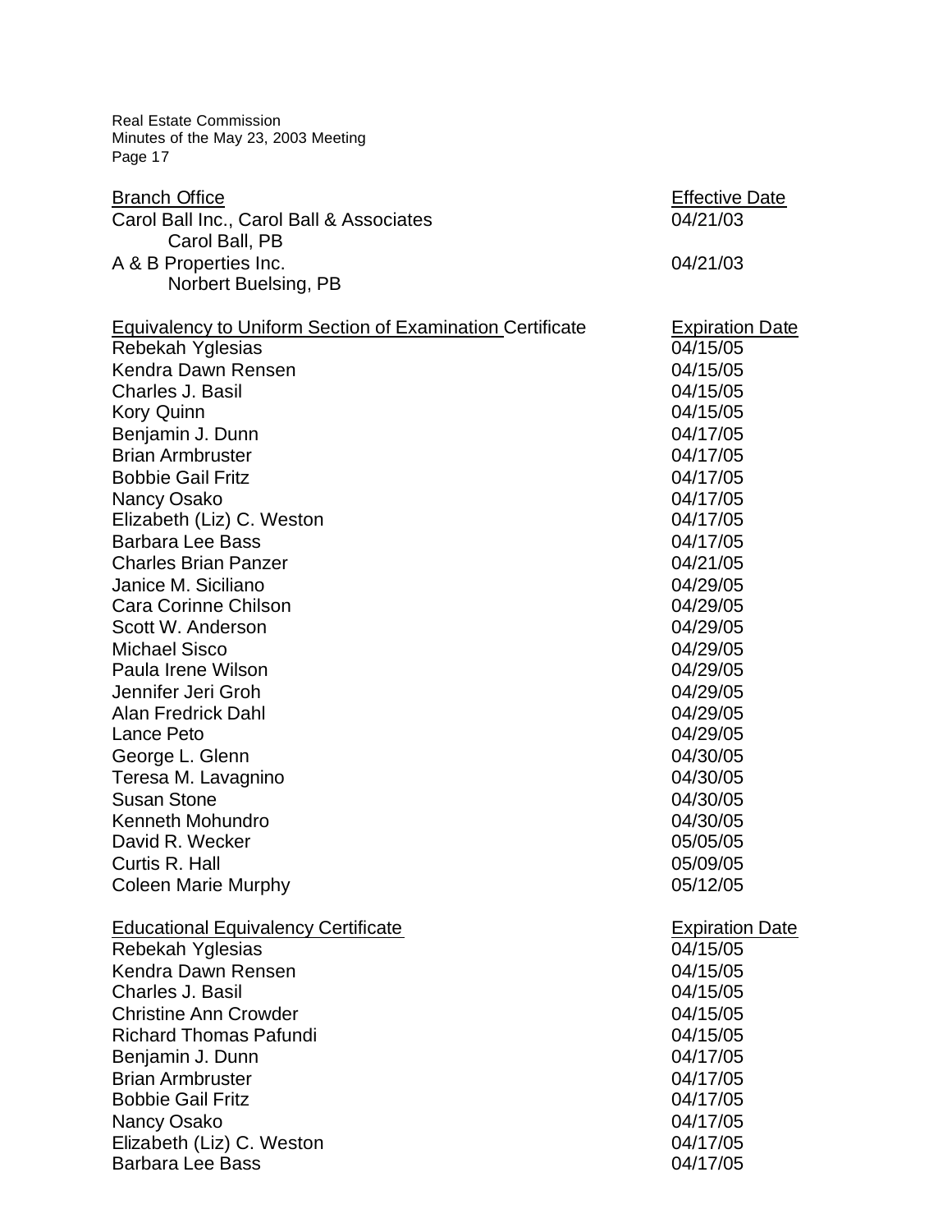| Branch Office | Effective Date |
|---|---|
| Carol Ball Inc., Carol Ball & Associates<br>Carol Ball, PB | 04/21/03 |
| A & B Properties Inc.<br>Norbert Buelsing, PB | 04/21/03 |

| Equivalency to Uniform Section of Examination Certificate | Expiration Date |
|---|---|
| Rebekah Yglesias | 04/15/05 |
| Kendra Dawn Rensen | 04/15/05 |
| Charles J. Basil | 04/15/05 |
| Kory Quinn | 04/15/05 |
| Benjamin J. Dunn | 04/17/05 |
| Brian Armbruster | 04/17/05 |
| Bobbie Gail Fritz | 04/17/05 |
| Nancy Osako | 04/17/05 |
| Elizabeth (Liz) C. Weston | 04/17/05 |
| Barbara Lee Bass | 04/17/05 |
| Charles Brian Panzer | 04/21/05 |
| Janice M. Siciliano | 04/29/05 |
| Cara Corinne Chilson | 04/29/05 |
| Scott W. Anderson | 04/29/05 |
| Michael Sisco | 04/29/05 |
| Paula Irene Wilson | 04/29/05 |
| Jennifer Jeri Groh | 04/29/05 |
| Alan Fredrick Dahl | 04/29/05 |
| Lance Peto | 04/29/05 |
| George L. Glenn | 04/30/05 |
| Teresa M. Lavagnino | 04/30/05 |
| Susan Stone | 04/30/05 |
| Kenneth Mohundro | 04/30/05 |
| David R. Wecker | 05/05/05 |
| Curtis R. Hall | 05/09/05 |
| Coleen Marie Murphy | 05/12/05 |

| Educational Equivalency Certificate | Expiration Date |
|---|---|
| Rebekah Yglesias | 04/15/05 |
| Kendra Dawn Rensen | 04/15/05 |
| Charles J. Basil | 04/15/05 |
| Christine Ann Crowder | 04/15/05 |
| Richard Thomas Pafundi | 04/15/05 |
| Benjamin J. Dunn | 04/17/05 |
| Brian Armbruster | 04/17/05 |
| Bobbie Gail Fritz | 04/17/05 |
| Nancy Osako | 04/17/05 |
| Elizabeth (Liz) C. Weston | 04/17/05 |
| Barbara Lee Bass | 04/17/05 |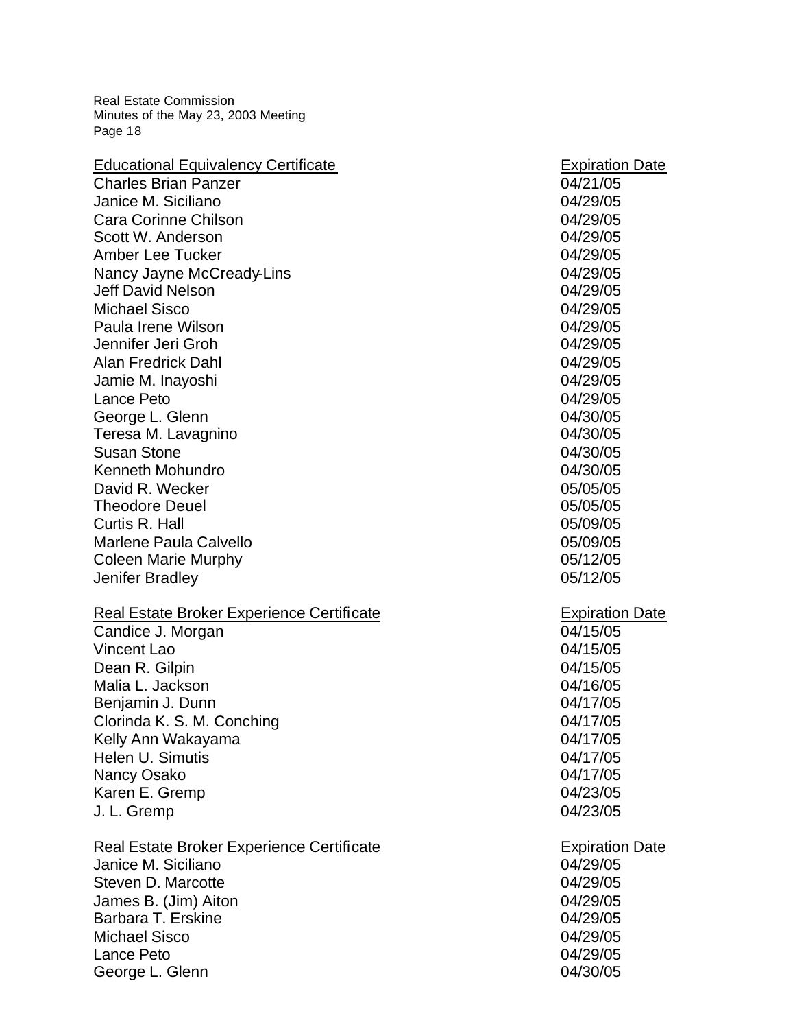| Educational Equivalency Certificate | Expiration Date |
|---|---|
| Charles Brian Panzer | 04/21/05 |
| Janice M. Siciliano | 04/29/05 |
| Cara Corinne Chilson | 04/29/05 |
| Scott W. Anderson | 04/29/05 |
| Amber Lee Tucker | 04/29/05 |
| Nancy Jayne McCready-Lins | 04/29/05 |
| Jeff David Nelson | 04/29/05 |
| Michael Sisco | 04/29/05 |
| Paula Irene Wilson | 04/29/05 |
| Jennifer Jeri Groh | 04/29/05 |
| Alan Fredrick Dahl | 04/29/05 |
| Jamie M. Inayoshi | 04/29/05 |
| Lance Peto | 04/29/05 |
| George L. Glenn | 04/30/05 |
| Teresa M. Lavagnino | 04/30/05 |
| Susan Stone | 04/30/05 |
| Kenneth Mohundro | 04/30/05 |
| David R. Wecker | 05/05/05 |
| Theodore Deuel | 05/05/05 |
| Curtis R. Hall | 05/09/05 |
| Marlene Paula Calvello | 05/09/05 |
| Coleen Marie Murphy | 05/12/05 |
| Jenifer Bradley | 05/12/05 |

| Real Estate Broker Experience Certificate | Expiration Date |
|---|---|
| Candice J. Morgan | 04/15/05 |
| Vincent Lao | 04/15/05 |
| Dean R. Gilpin | 04/15/05 |
| Malia L. Jackson | 04/16/05 |
| Benjamin J. Dunn | 04/17/05 |
| Clorinda K. S. M. Conching | 04/17/05 |
| Kelly Ann Wakayama | 04/17/05 |
| Helen U. Simutis | 04/17/05 |
| Nancy Osako | 04/17/05 |
| Karen E. Gremp | 04/23/05 |
| J. L. Gremp | 04/23/05 |

| Real Estate Broker Experience Certificate | Expiration Date |
|---|---|
| Janice M. Siciliano | 04/29/05 |
| Steven D. Marcotte | 04/29/05 |
| James B. (Jim) Aiton | 04/29/05 |
| Barbara T. Erskine | 04/29/05 |
| Michael Sisco | 04/29/05 |
| Lance Peto | 04/29/05 |
| George L. Glenn | 04/30/05 |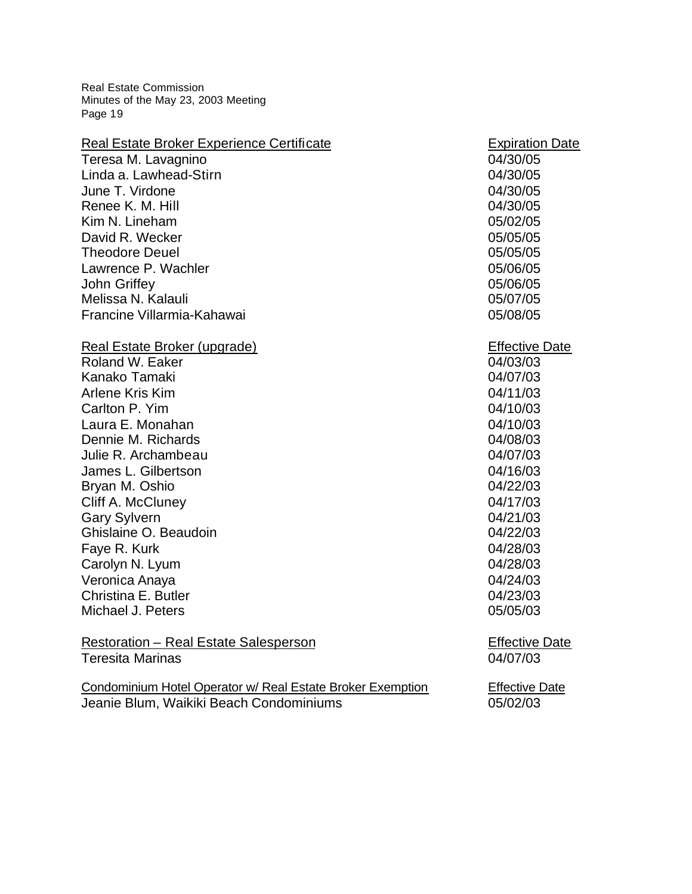| Real Estate Broker Experience Certificate | Expiration Date |
|---|---|
| Teresa M. Lavagnino | 04/30/05 |
| Linda a. Lawhead-Stirn | 04/30/05 |
| June T. Virdone | 04/30/05 |
| Renee K. M. Hill | 04/30/05 |
| Kim N. Lineham | 05/02/05 |
| David R. Wecker | 05/05/05 |
| Theodore Deuel | 05/05/05 |
| Lawrence P. Wachler | 05/06/05 |
| John Griffey | 05/06/05 |
| Melissa N. Kalauli | 05/07/05 |
| Francine Villarmia-Kahawai | 05/08/05 |

| Real Estate Broker (upgrade) | Effective Date |
|---|---|
| Roland W. Eaker | 04/03/03 |
| Kanako Tamaki | 04/07/03 |
| Arlene Kris Kim | 04/11/03 |
| Carlton P. Yim | 04/10/03 |
| Laura E. Monahan | 04/10/03 |
| Dennie M. Richards | 04/08/03 |
| Julie R. Archambeau | 04/07/03 |
| James L. Gilbertson | 04/16/03 |
| Bryan M. Oshio | 04/22/03 |
| Cliff A. McCluney | 04/17/03 |
| Gary Sylvern | 04/21/03 |
| Ghislaine O. Beaudoin | 04/22/03 |
| Faye R. Kurk | 04/28/03 |
| Carolyn N. Lyum | 04/28/03 |
| Veronica Anaya | 04/24/03 |
| Christina E. Butler | 04/23/03 |
| Michael J. Peters | 05/05/03 |

| Restoration – Real Estate Salesperson | Effective Date |
|---|---|
| Teresita Marinas | 04/07/03 |

| Condominium Hotel Operator w/ Real Estate Broker Exemption | Effective Date |
|---|---|
| Jeanie Blum, Waikiki Beach Condominiums | 05/02/03 |